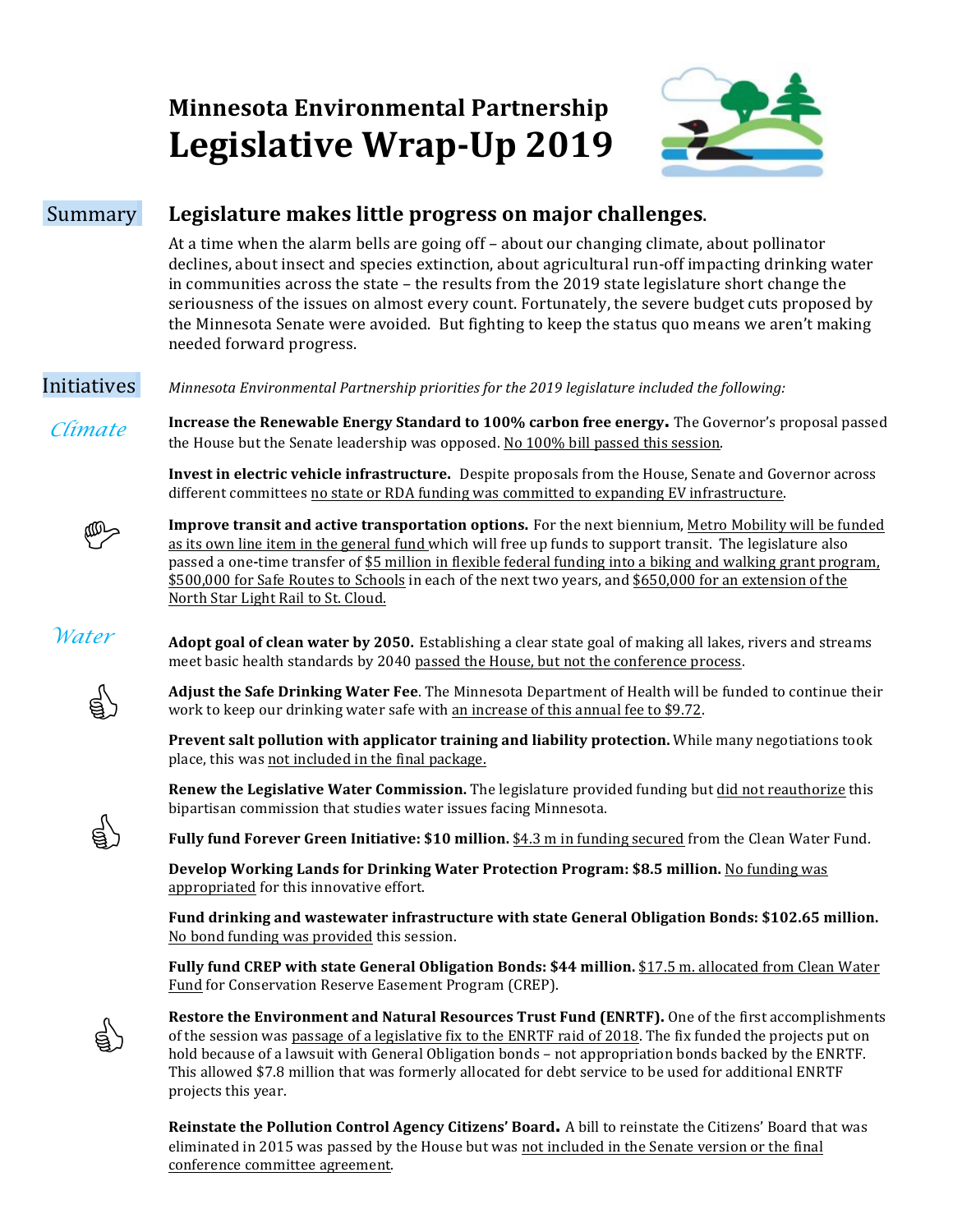# Minnesota Environmental Partnership
# Legislative Wrap-Up 2019

## Summary

### Legislature makes little progress on major challenges.

At a time when the alarm bells are going off – about our changing climate, about pollinator declines, about insect and species extinction, about agricultural run-off impacting drinking water in communities across the state – the results from the 2019 state legislature short change the seriousness of the issues on almost every count. Fortunately, the severe budget cuts proposed by the Minnesota Senate were avoided. But fighting to keep the status quo means we aren't making needed forward progress.

## Initiatives

*Minnesota Environmental Partnership priorities for the 2019 legislature included the following:*

### *Climate*

**Increase the Renewable Energy Standard to 100% carbon free energy.** The Governor's proposal passed the House but the Senate leadership was opposed. No 100% bill passed this session.

**Invest in electric vehicle infrastructure.** Despite proposals from the House, Senate and Governor across different committees no state or RDA funding was committed to expanding EV infrastructure.

**Improve transit and active transportation options.** For the next biennium, Metro Mobility will be funded as its own line item in the general fund which will free up funds to support transit. The legislature also passed a one-time transfer of $5 million in flexible federal funding into a biking and walking grant program, $500,000 for Safe Routes to Schools in each of the next two years, and $650,000 for an extension of the North Star Light Rail to St. Cloud.

### *Water*

**Adopt goal of clean water by 2050.** Establishing a clear state goal of making all lakes, rivers and streams meet basic health standards by 2040 passed the House, but not the conference process.

**Adjust the Safe Drinking Water Fee**. The Minnesota Department of Health will be funded to continue their work to keep our drinking water safe with an increase of this annual fee to $9.72.

**Prevent salt pollution with applicator training and liability protection.** While many negotiations took place, this was not included in the final package.

**Renew the Legislative Water Commission.** The legislature provided funding but did not reauthorize this bipartisan commission that studies water issues facing Minnesota.

**Fully fund Forever Green Initiative: $10 million.** $4.3 m in funding secured from the Clean Water Fund.

**Develop Working Lands for Drinking Water Protection Program: $8.5 million.** No funding was appropriated for this innovative effort.

**Fund drinking and wastewater infrastructure with state General Obligation Bonds: $102.65 million.** No bond funding was provided this session.

**Fully fund CREP with state General Obligation Bonds: $44 million.** $17.5 m. allocated from Clean Water Fund for Conservation Reserve Easement Program (CREP).

**Restore the Environment and Natural Resources Trust Fund (ENRTF).** One of the first accomplishments of the session was passage of a legislative fix to the ENRTF raid of 2018. The fix funded the projects put on hold because of a lawsuit with General Obligation bonds – not appropriation bonds backed by the ENRTF. This allowed $7.8 million that was formerly allocated for debt service to be used for additional ENRTF projects this year.

**Reinstate the Pollution Control Agency Citizens' Board.** A bill to reinstate the Citizens' Board that was eliminated in 2015 was passed by the House but was not included in the Senate version or the final conference committee agreement.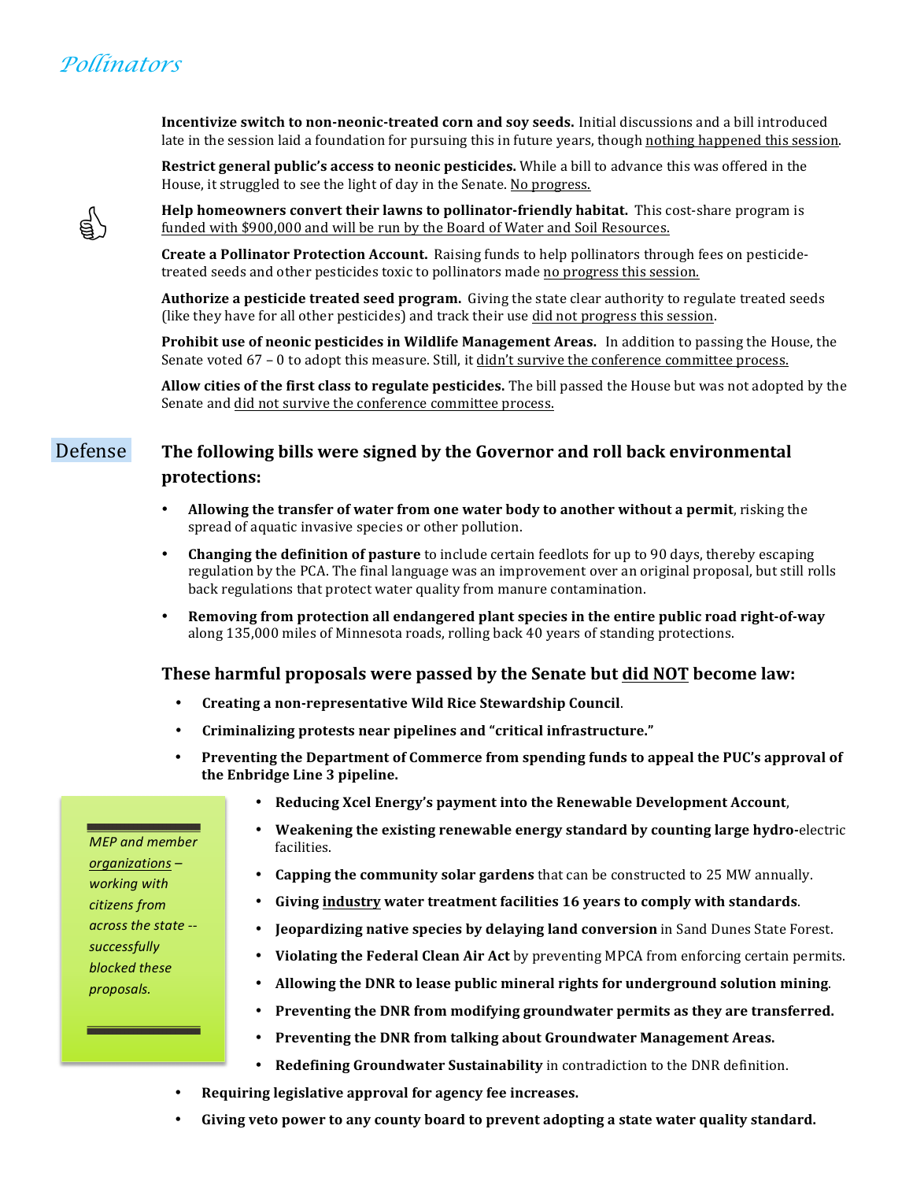## *Pollinators*

**Incentivize switch to non-neonic-treated corn and soy seeds.** Initial discussions and a bill introduced late in the session laid a foundation for pursuing this in future years, though nothing happened this session.

**Restrict general public's access to neonic pesticides.** While a bill to advance this was offered in the House, it struggled to see the light of day in the Senate. No progress.

**Help homeowners convert their lawns to pollinator-friendly habitat.** This cost-share program is funded with $900,000 and will be run by the Board of Water and Soil Resources.

**Create a Pollinator Protection Account.** Raising funds to help pollinators through fees on pesticide-treated seeds and other pesticides toxic to pollinators made no progress this session.

**Authorize a pesticide treated seed program.** Giving the state clear authority to regulate treated seeds (like they have for all other pesticides) and track their use did not progress this session.

**Prohibit use of neonic pesticides in Wildlife Management Areas.** In addition to passing the House, the Senate voted 67 – 0 to adopt this measure. Still, it didn't survive the conference committee process.

**Allow cities of the first class to regulate pesticides.** The bill passed the House but was not adopted by the Senate and did not survive the conference committee process.

## Defense

### The following bills were signed by the Governor and roll back environmental protections:

- **Allowing the transfer of water from one water body to another without a permit**, risking the spread of aquatic invasive species or other pollution.
- **Changing the definition of pasture** to include certain feedlots for up to 90 days, thereby escaping regulation by the PCA. The final language was an improvement over an original proposal, but still rolls back regulations that protect water quality from manure contamination.
- **Removing from protection all endangered plant species in the entire public road right-of-way** along 135,000 miles of Minnesota roads, rolling back 40 years of standing protections.

### These harmful proposals were passed by the Senate but did NOT become law:

- **Creating a non-representative Wild Rice Stewardship Council**.
- **Criminalizing protests near pipelines and "critical infrastructure."**
- **Preventing the Department of Commerce from spending funds to appeal the PUC's approval of the Enbridge Line 3 pipeline.**
- **Reducing Xcel Energy's payment into the Renewable Development Account**,
- **Weakening the existing renewable energy standard by counting large hydro-**electric facilities.
- **Capping the community solar gardens** that can be constructed to 25 MW annually.
- **Giving industry water treatment facilities 16 years to comply with standards**.
- **Jeopardizing native species by delaying land conversion** in Sand Dunes State Forest.
- **Violating the Federal Clean Air Act** by preventing MPCA from enforcing certain permits.
- **Allowing the DNR to lease public mineral rights for underground solution mining**.
- **Preventing the DNR from modifying groundwater permits as they are transferred.**
- **Preventing the DNR from talking about Groundwater Management Areas.**
- **Redefining Groundwater Sustainability** in contradiction to the DNR definition.
- **Requiring legislative approval for agency fee increases.**
- **Giving veto power to any county board to prevent adopting a state water quality standard.**

*MEP and member organizations – working with citizens from across the state -- successfully blocked these proposals.*